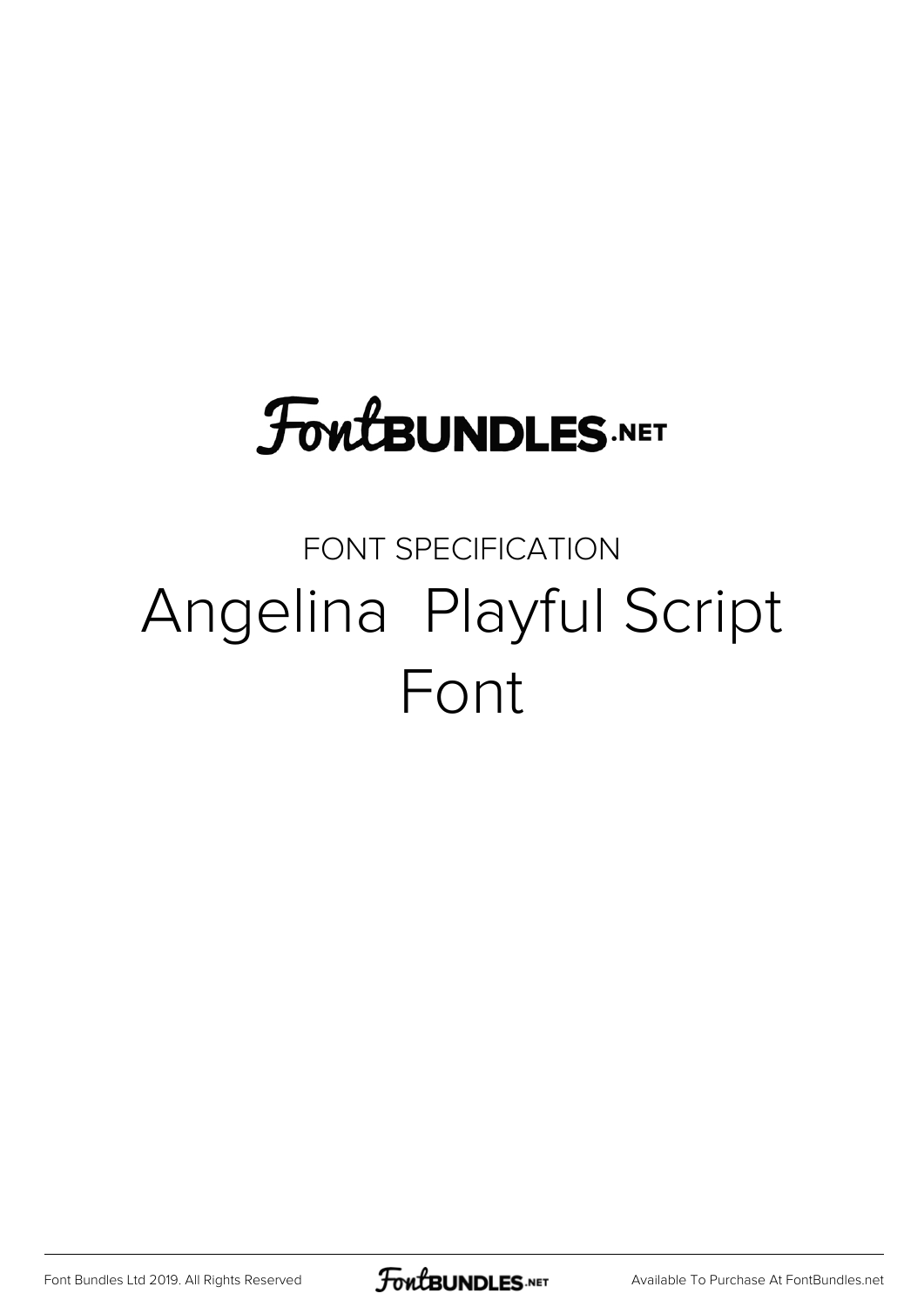FontBUNDLES.NET

FONT SPECIFICATION

# Angelina  Playful Script Font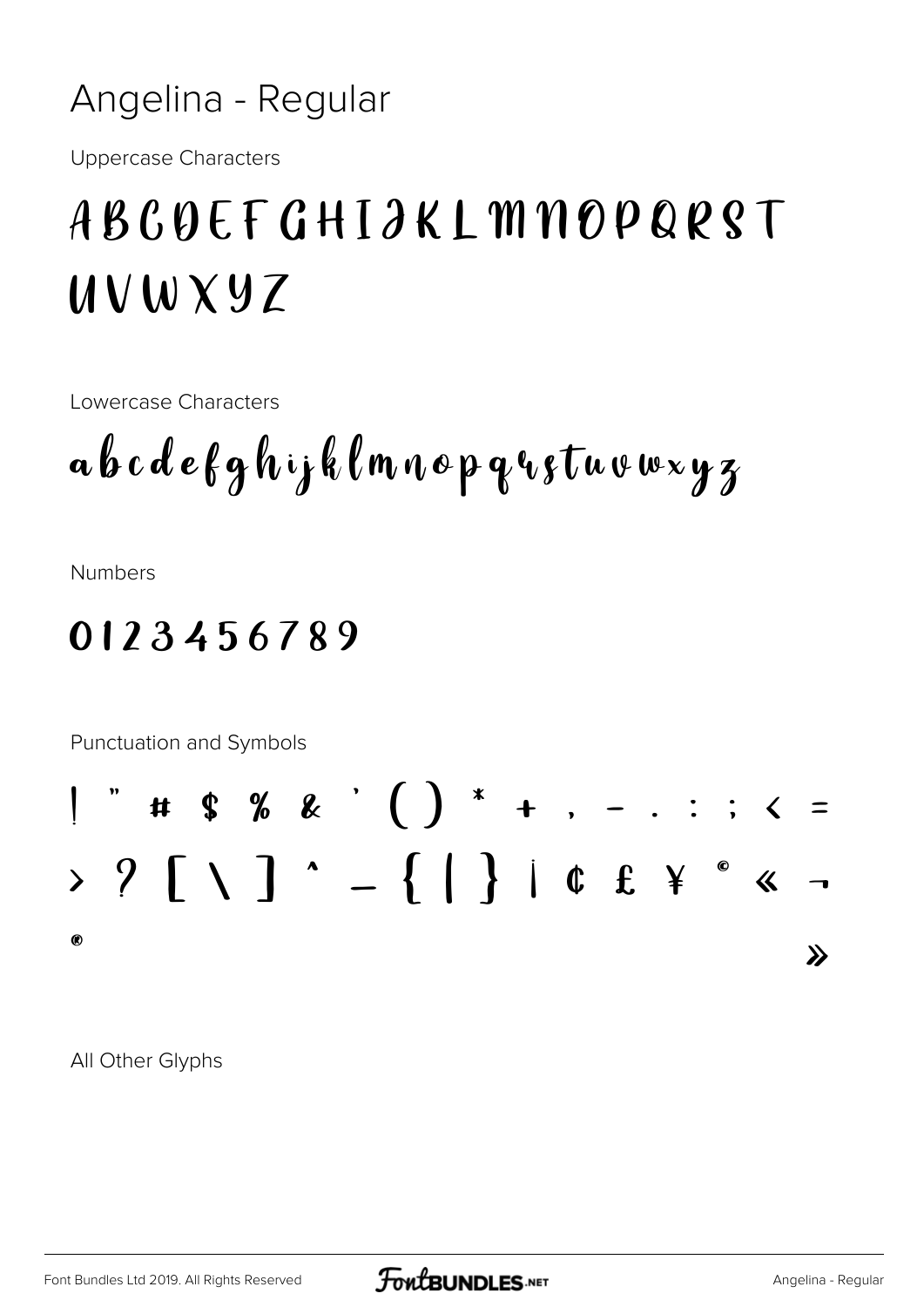# Angelina - Regular

Uppercase Characters

A B C D E F G H I J K L M N O P Q R S T U V W X Y Z

Lowercase Characters

a b c d e f g h i j k l m n o p q r s t u v w x y z

Numbers

0 1 2 3 4 5 6 7 8 9

Punctuation and Symbols

! " # $ % & ' ( ) * + , - . : ; < = > ? [ \ ] ^ _ { | } ¡ ¢ £ ¥ © « ¬ ® »

All Other Glyphs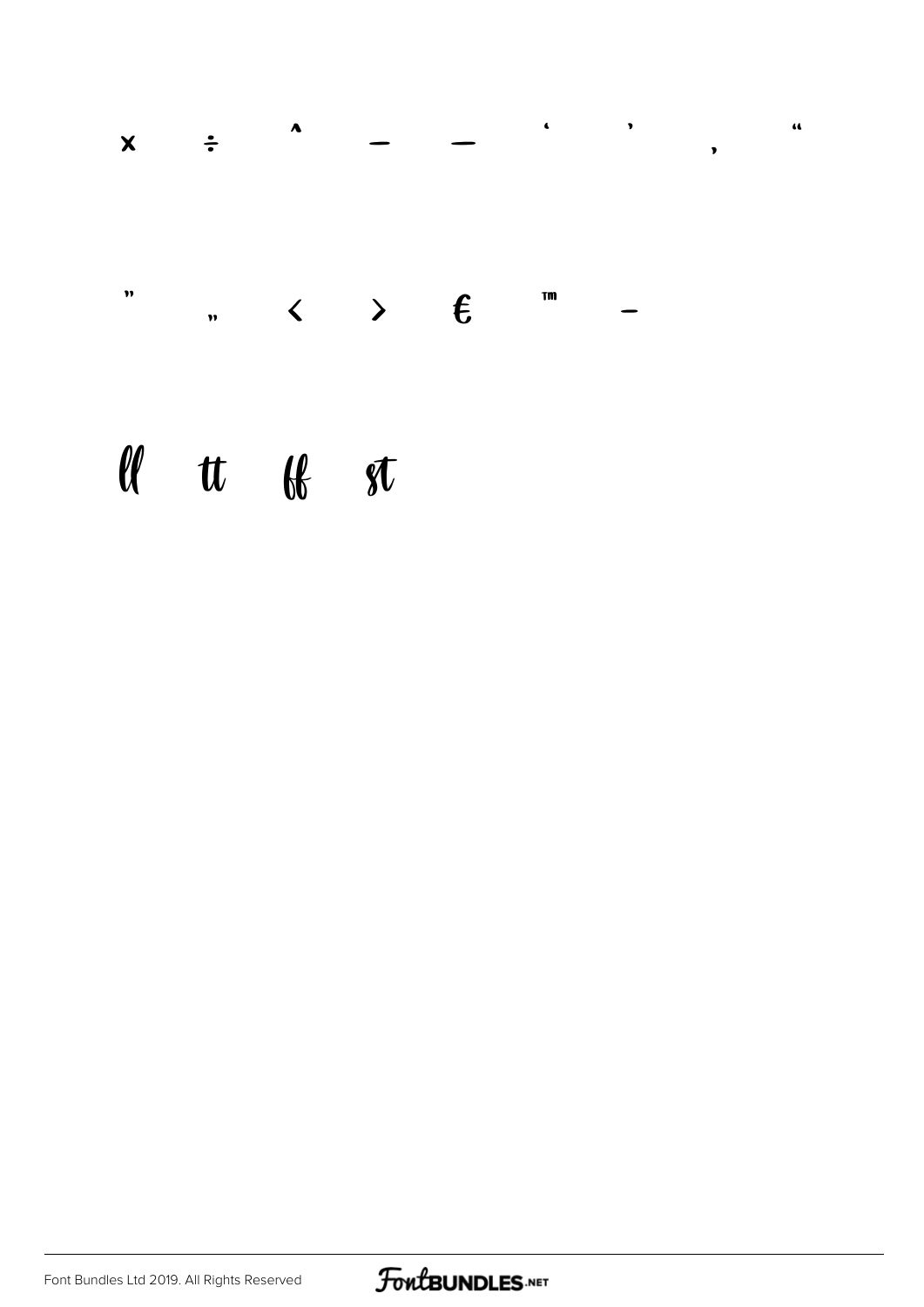× ÷ ˆ – — ‘ ’ ‚ “

” „ ‹ › € ™ –

ll tt ff st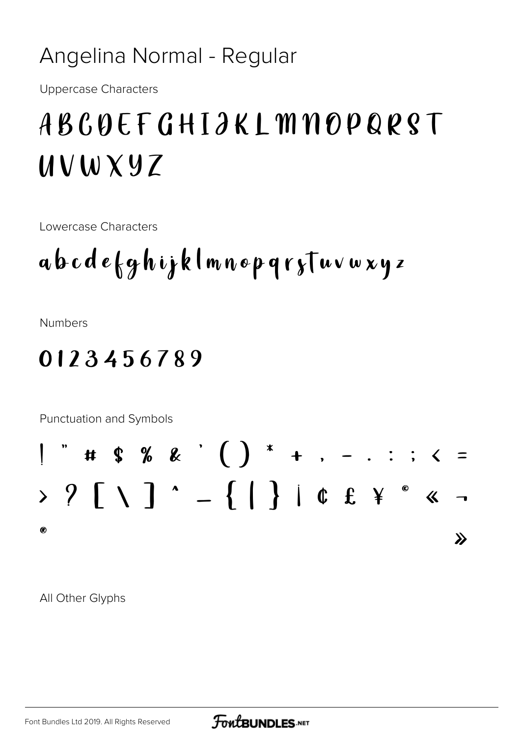# Angelina Normal - Regular

Uppercase Characters

ABCDEFGHIJKLMNOPQRST
UVWXYZ

Lowercase Characters

abcdefghijklmnopqrstuvwxyz

Numbers

0123456789

Punctuation and Symbols

! " # $ % & ' ( ) * + , - . : ; < =
> ? [ \ ] ^ _ { | } ¡ ¢ £ ¥ © « ¬
® »

All Other Glyphs

Font Bundles Ltd 2019. All Rights Reserved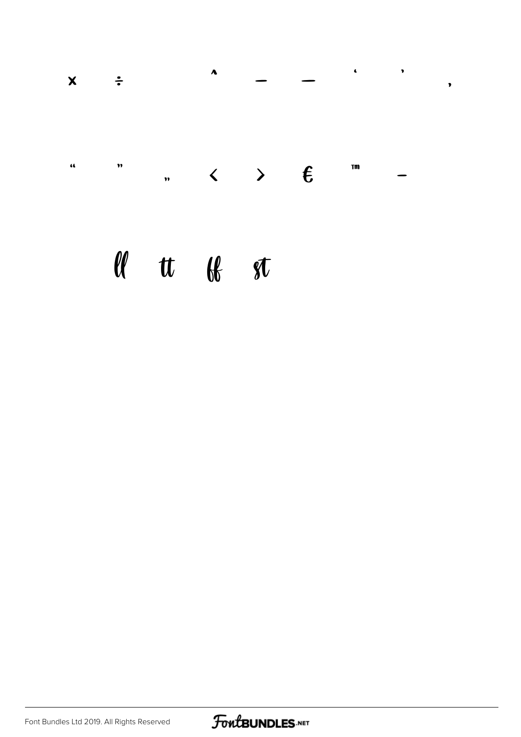× ÷ ˆ – — ‘ ’ ‚

“ ” „ ‹ › € ™ −

ll tt ff st